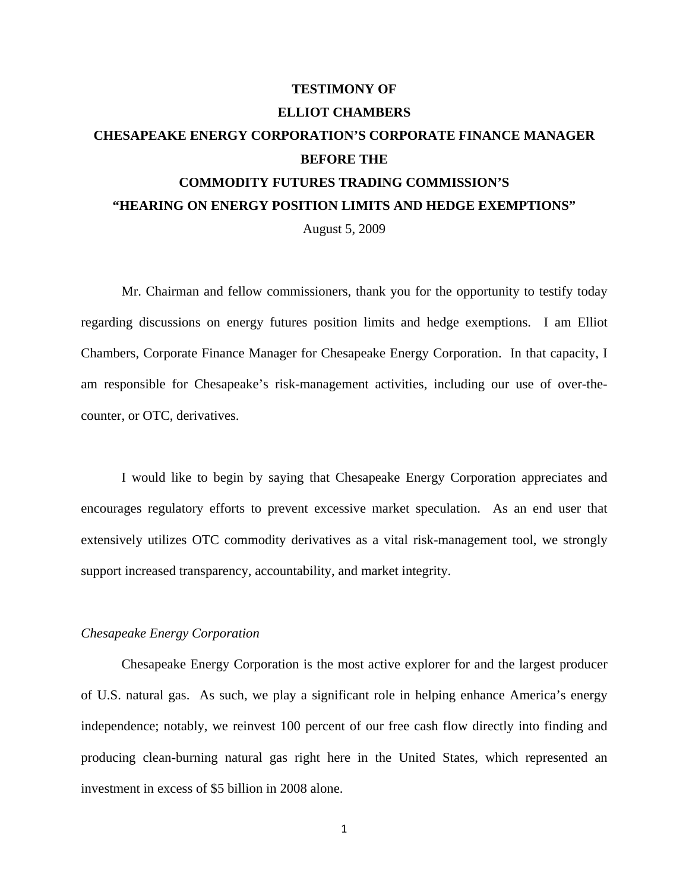**TESTIMONY OF**

**ELLIOT CHAMBERS**

**CHESAPEAKE ENERGY CORPORATION'S CORPORATE FINANCE MANAGER**

**BEFORE THE**

**COMMODITY FUTURES TRADING COMMISSION'S**

**"HEARING ON ENERGY POSITION LIMITS AND HEDGE EXEMPTIONS"**

August 5, 2009

Mr. Chairman and fellow commissioners, thank you for the opportunity to testify today regarding discussions on energy futures position limits and hedge exemptions. I am Elliot Chambers, Corporate Finance Manager for Chesapeake Energy Corporation. In that capacity, I am responsible for Chesapeake's risk-management activities, including our use of over-the-counter, or OTC, derivatives.

I would like to begin by saying that Chesapeake Energy Corporation appreciates and encourages regulatory efforts to prevent excessive market speculation. As an end user that extensively utilizes OTC commodity derivatives as a vital risk-management tool, we strongly support increased transparency, accountability, and market integrity.

*Chesapeake Energy Corporation*

Chesapeake Energy Corporation is the most active explorer for and the largest producer of U.S. natural gas. As such, we play a significant role in helping enhance America's energy independence; notably, we reinvest 100 percent of our free cash flow directly into finding and producing clean-burning natural gas right here in the United States, which represented an investment in excess of $5 billion in 2008 alone.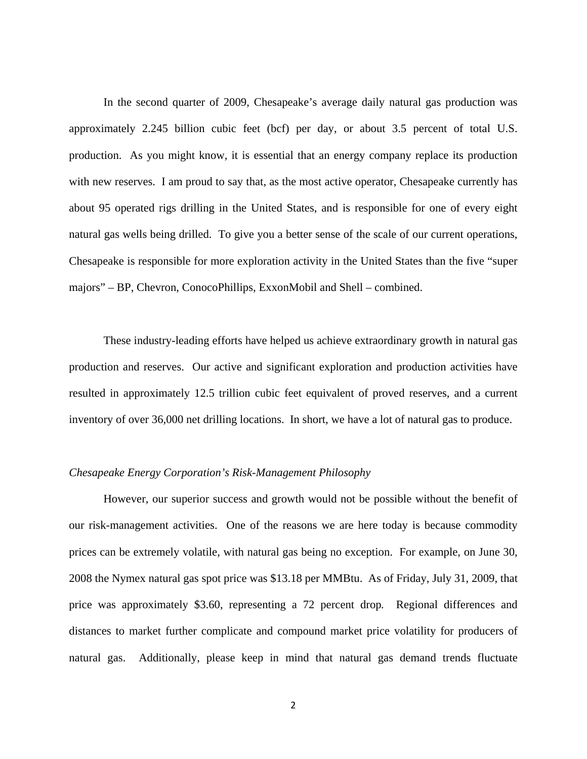In the second quarter of 2009, Chesapeake's average daily natural gas production was approximately 2.245 billion cubic feet (bcf) per day, or about 3.5 percent of total U.S. production. As you might know, it is essential that an energy company replace its production with new reserves. I am proud to say that, as the most active operator, Chesapeake currently has about 95 operated rigs drilling in the United States, and is responsible for one of every eight natural gas wells being drilled. To give you a better sense of the scale of our current operations, Chesapeake is responsible for more exploration activity in the United States than the five "super majors" – BP, Chevron, ConocoPhillips, ExxonMobil and Shell – combined.

These industry-leading efforts have helped us achieve extraordinary growth in natural gas production and reserves. Our active and significant exploration and production activities have resulted in approximately 12.5 trillion cubic feet equivalent of proved reserves, and a current inventory of over 36,000 net drilling locations. In short, we have a lot of natural gas to produce.

*Chesapeake Energy Corporation's Risk-Management Philosophy*

However, our superior success and growth would not be possible without the benefit of our risk-management activities. One of the reasons we are here today is because commodity prices can be extremely volatile, with natural gas being no exception. For example, on June 30, 2008 the Nymex natural gas spot price was $13.18 per MMBtu. As of Friday, July 31, 2009, that price was approximately $3.60, representing a 72 percent drop. Regional differences and distances to market further complicate and compound market price volatility for producers of natural gas. Additionally, please keep in mind that natural gas demand trends fluctuate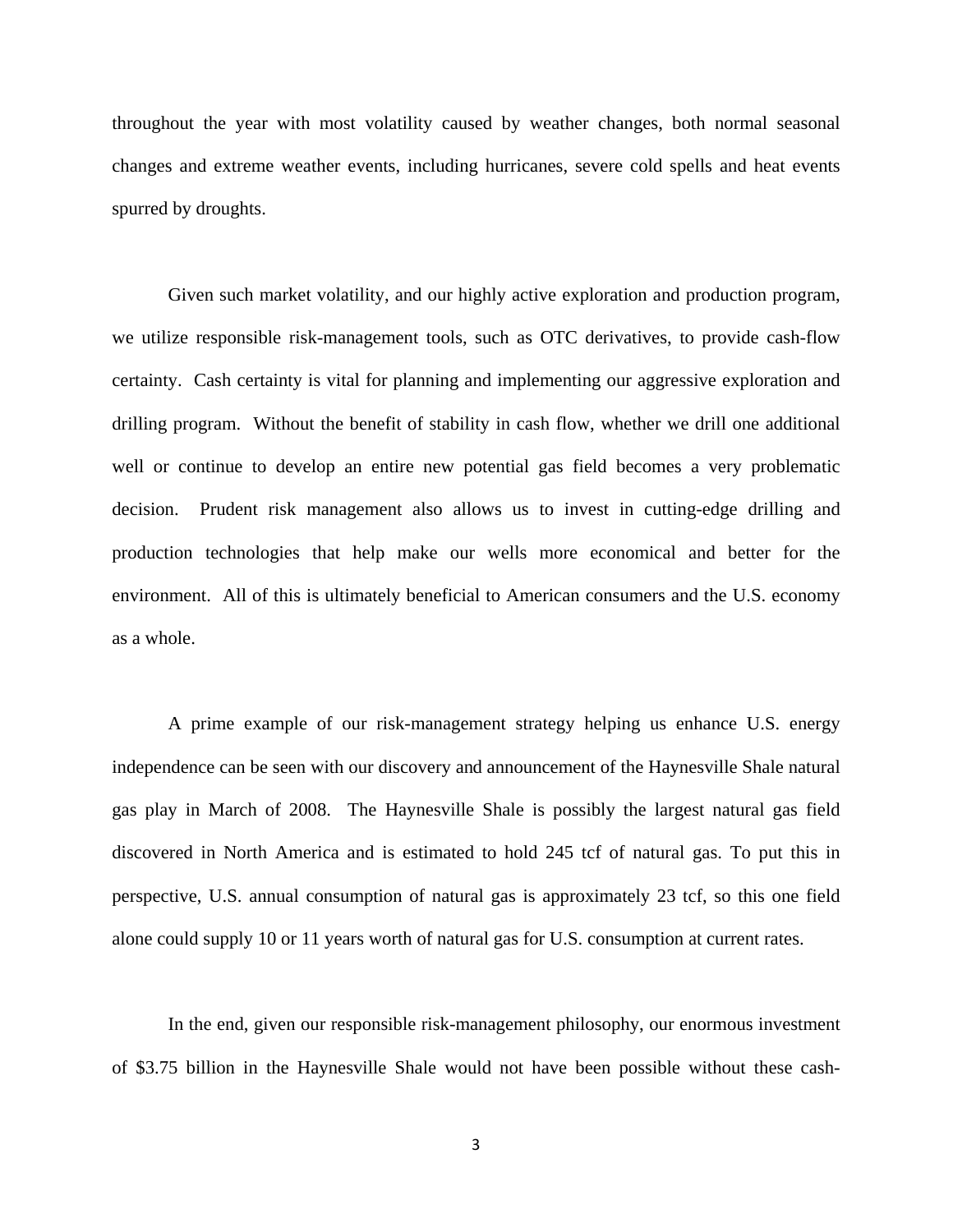throughout the year with most volatility caused by weather changes, both normal seasonal changes and extreme weather events, including hurricanes, severe cold spells and heat events spurred by droughts.

Given such market volatility, and our highly active exploration and production program, we utilize responsible risk-management tools, such as OTC derivatives, to provide cash-flow certainty. Cash certainty is vital for planning and implementing our aggressive exploration and drilling program. Without the benefit of stability in cash flow, whether we drill one additional well or continue to develop an entire new potential gas field becomes a very problematic decision. Prudent risk management also allows us to invest in cutting-edge drilling and production technologies that help make our wells more economical and better for the environment. All of this is ultimately beneficial to American consumers and the U.S. economy as a whole.

A prime example of our risk-management strategy helping us enhance U.S. energy independence can be seen with our discovery and announcement of the Haynesville Shale natural gas play in March of 2008. The Haynesville Shale is possibly the largest natural gas field discovered in North America and is estimated to hold 245 tcf of natural gas. To put this in perspective, U.S. annual consumption of natural gas is approximately 23 tcf, so this one field alone could supply 10 or 11 years worth of natural gas for U.S. consumption at current rates.

In the end, given our responsible risk-management philosophy, our enormous investment of $3.75 billion in the Haynesville Shale would not have been possible without these cash-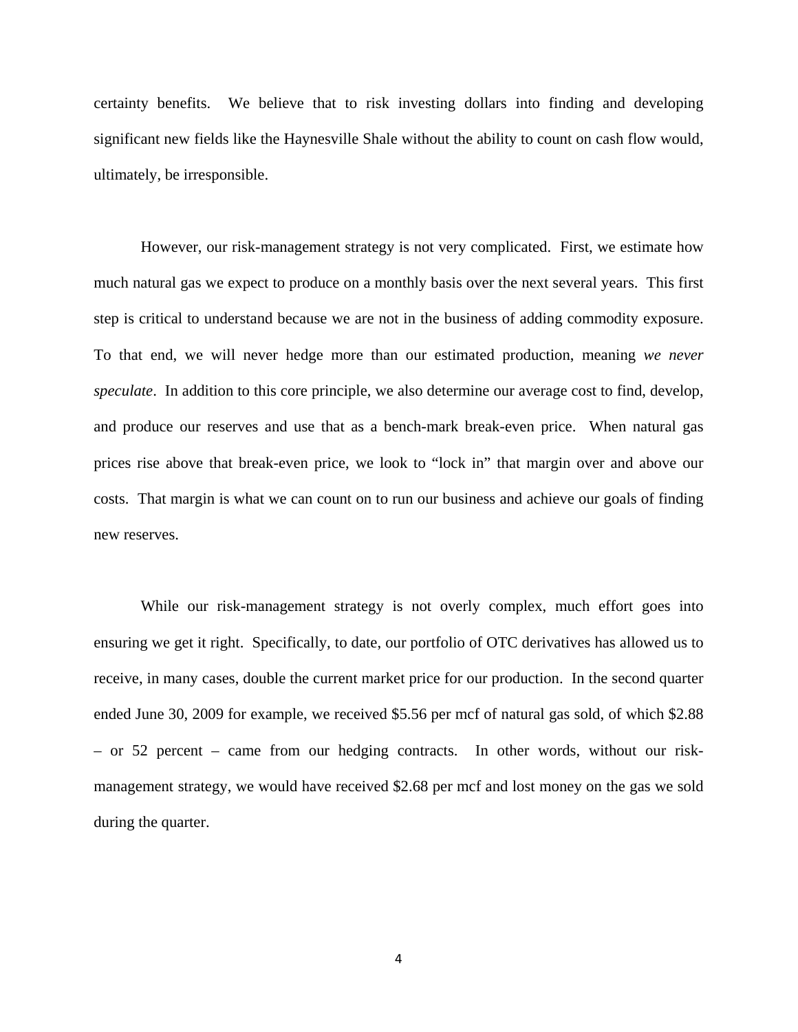certainty benefits. We believe that to risk investing dollars into finding and developing significant new fields like the Haynesville Shale without the ability to count on cash flow would, ultimately, be irresponsible.

However, our risk-management strategy is not very complicated. First, we estimate how much natural gas we expect to produce on a monthly basis over the next several years. This first step is critical to understand because we are not in the business of adding commodity exposure. To that end, we will never hedge more than our estimated production, meaning *we never speculate*. In addition to this core principle, we also determine our average cost to find, develop, and produce our reserves and use that as a bench-mark break-even price. When natural gas prices rise above that break-even price, we look to "lock in" that margin over and above our costs. That margin is what we can count on to run our business and achieve our goals of finding new reserves.

While our risk-management strategy is not overly complex, much effort goes into ensuring we get it right. Specifically, to date, our portfolio of OTC derivatives has allowed us to receive, in many cases, double the current market price for our production. In the second quarter ended June 30, 2009 for example, we received $5.56 per mcf of natural gas sold, of which $2.88 – or 52 percent – came from our hedging contracts. In other words, without our risk-management strategy, we would have received $2.68 per mcf and lost money on the gas we sold during the quarter.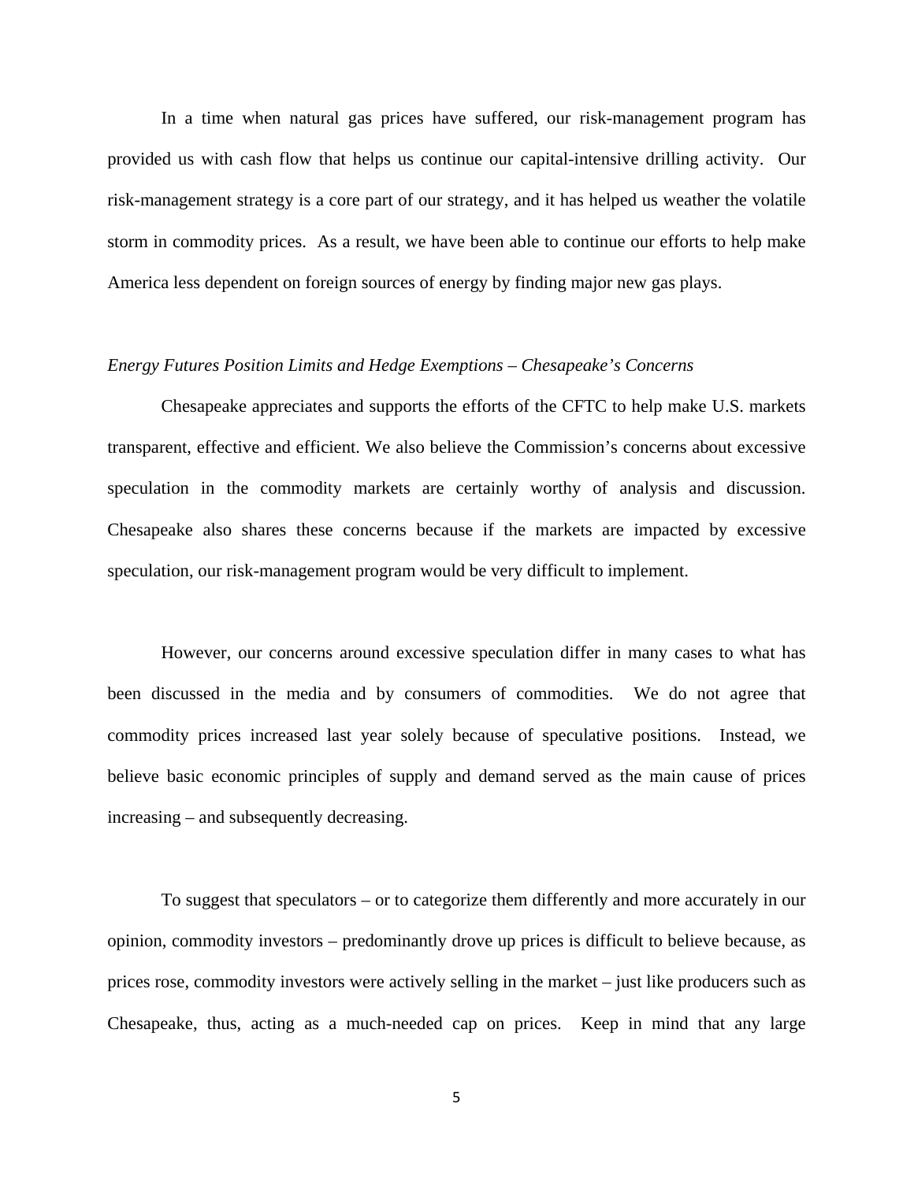In a time when natural gas prices have suffered, our risk-management program has provided us with cash flow that helps us continue our capital-intensive drilling activity. Our risk-management strategy is a core part of our strategy, and it has helped us weather the volatile storm in commodity prices. As a result, we have been able to continue our efforts to help make America less dependent on foreign sources of energy by finding major new gas plays.

*Energy Futures Position Limits and Hedge Exemptions – Chesapeake's Concerns*

Chesapeake appreciates and supports the efforts of the CFTC to help make U.S. markets transparent, effective and efficient. We also believe the Commission's concerns about excessive speculation in the commodity markets are certainly worthy of analysis and discussion. Chesapeake also shares these concerns because if the markets are impacted by excessive speculation, our risk-management program would be very difficult to implement.

However, our concerns around excessive speculation differ in many cases to what has been discussed in the media and by consumers of commodities. We do not agree that commodity prices increased last year solely because of speculative positions. Instead, we believe basic economic principles of supply and demand served as the main cause of prices increasing – and subsequently decreasing.

To suggest that speculators – or to categorize them differently and more accurately in our opinion, commodity investors – predominantly drove up prices is difficult to believe because, as prices rose, commodity investors were actively selling in the market – just like producers such as Chesapeake, thus, acting as a much-needed cap on prices. Keep in mind that any large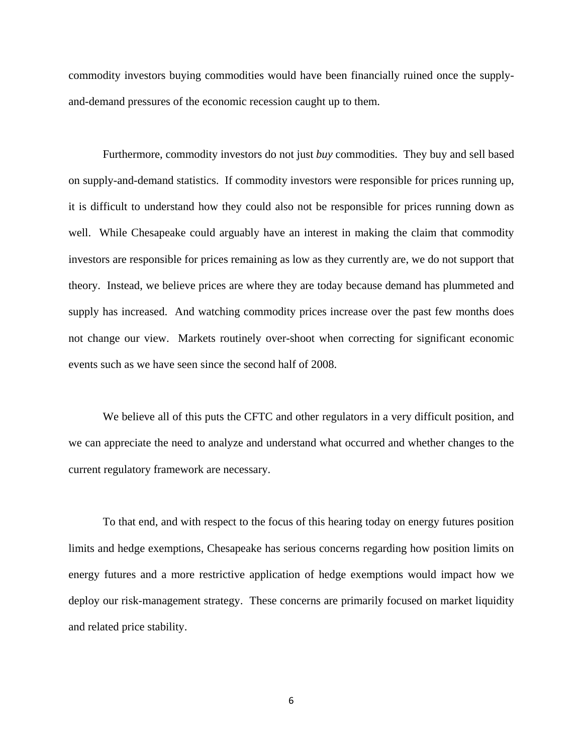commodity investors buying commodities would have been financially ruined once the supply-and-demand pressures of the economic recession caught up to them.

Furthermore, commodity investors do not just *buy* commodities. They buy and sell based on supply-and-demand statistics. If commodity investors were responsible for prices running up, it is difficult to understand how they could also not be responsible for prices running down as well. While Chesapeake could arguably have an interest in making the claim that commodity investors are responsible for prices remaining as low as they currently are, we do not support that theory. Instead, we believe prices are where they are today because demand has plummeted and supply has increased. And watching commodity prices increase over the past few months does not change our view. Markets routinely over-shoot when correcting for significant economic events such as we have seen since the second half of 2008.

We believe all of this puts the CFTC and other regulators in a very difficult position, and we can appreciate the need to analyze and understand what occurred and whether changes to the current regulatory framework are necessary.

To that end, and with respect to the focus of this hearing today on energy futures position limits and hedge exemptions, Chesapeake has serious concerns regarding how position limits on energy futures and a more restrictive application of hedge exemptions would impact how we deploy our risk-management strategy. These concerns are primarily focused on market liquidity and related price stability.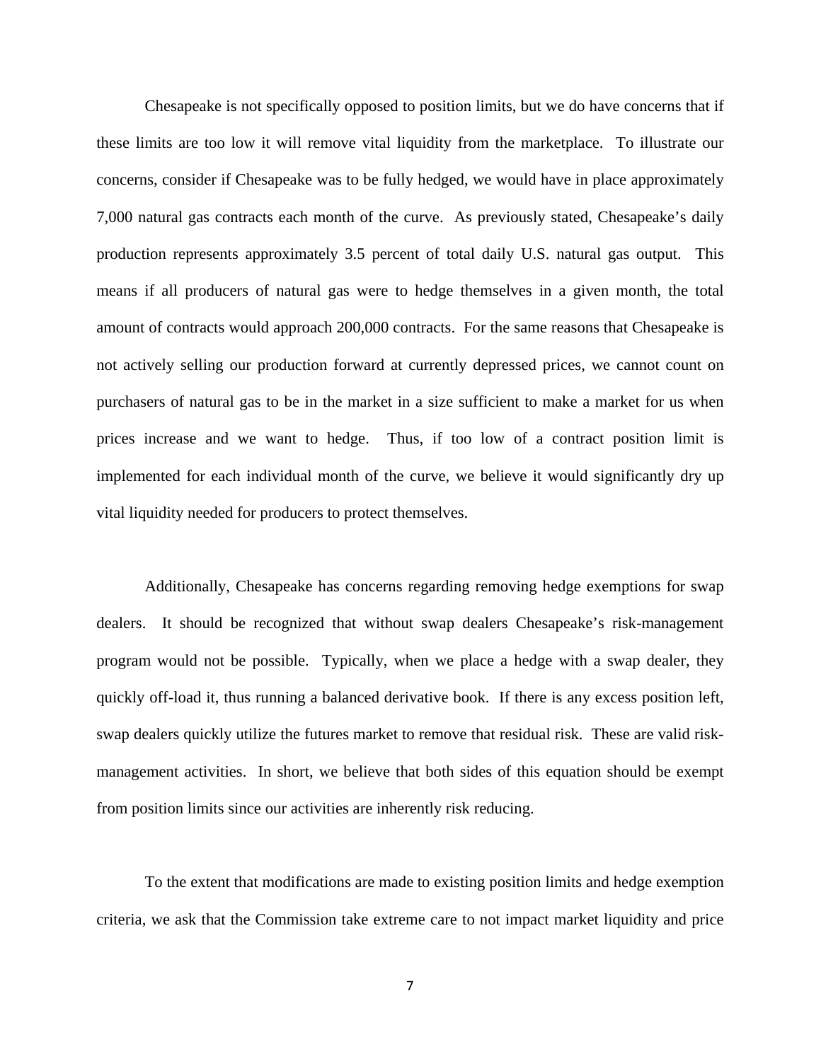Chesapeake is not specifically opposed to position limits, but we do have concerns that if these limits are too low it will remove vital liquidity from the marketplace. To illustrate our concerns, consider if Chesapeake was to be fully hedged, we would have in place approximately 7,000 natural gas contracts each month of the curve. As previously stated, Chesapeake's daily production represents approximately 3.5 percent of total daily U.S. natural gas output. This means if all producers of natural gas were to hedge themselves in a given month, the total amount of contracts would approach 200,000 contracts. For the same reasons that Chesapeake is not actively selling our production forward at currently depressed prices, we cannot count on purchasers of natural gas to be in the market in a size sufficient to make a market for us when prices increase and we want to hedge. Thus, if too low of a contract position limit is implemented for each individual month of the curve, we believe it would significantly dry up vital liquidity needed for producers to protect themselves.

Additionally, Chesapeake has concerns regarding removing hedge exemptions for swap dealers. It should be recognized that without swap dealers Chesapeake's risk-management program would not be possible. Typically, when we place a hedge with a swap dealer, they quickly off-load it, thus running a balanced derivative book. If there is any excess position left, swap dealers quickly utilize the futures market to remove that residual risk. These are valid risk-management activities. In short, we believe that both sides of this equation should be exempt from position limits since our activities are inherently risk reducing.

To the extent that modifications are made to existing position limits and hedge exemption criteria, we ask that the Commission take extreme care to not impact market liquidity and price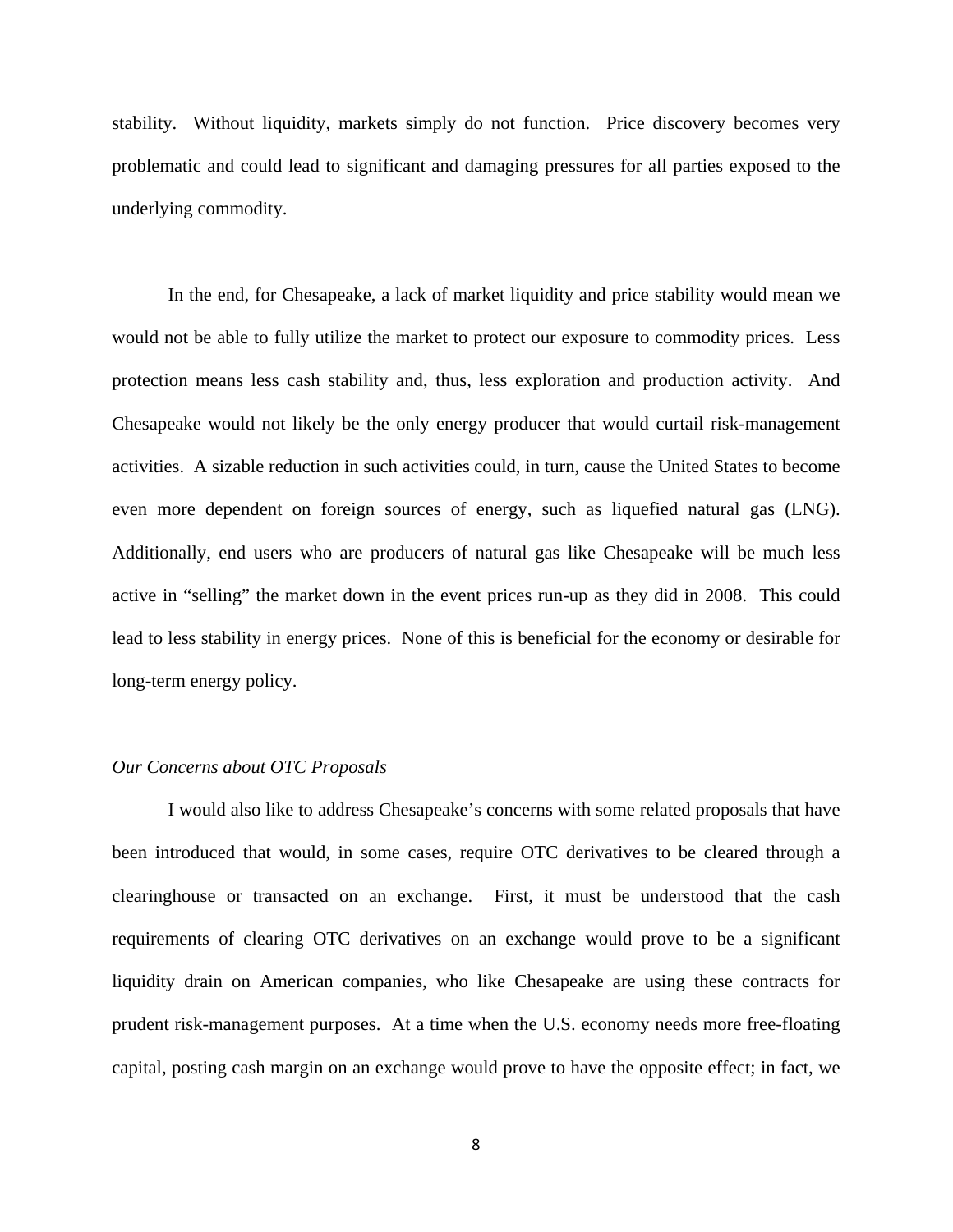stability. Without liquidity, markets simply do not function. Price discovery becomes very problematic and could lead to significant and damaging pressures for all parties exposed to the underlying commodity.

In the end, for Chesapeake, a lack of market liquidity and price stability would mean we would not be able to fully utilize the market to protect our exposure to commodity prices. Less protection means less cash stability and, thus, less exploration and production activity. And Chesapeake would not likely be the only energy producer that would curtail risk-management activities. A sizable reduction in such activities could, in turn, cause the United States to become even more dependent on foreign sources of energy, such as liquefied natural gas (LNG). Additionally, end users who are producers of natural gas like Chesapeake will be much less active in "selling" the market down in the event prices run-up as they did in 2008. This could lead to less stability in energy prices. None of this is beneficial for the economy or desirable for long-term energy policy.

*Our Concerns about OTC Proposals*

I would also like to address Chesapeake's concerns with some related proposals that have been introduced that would, in some cases, require OTC derivatives to be cleared through a clearinghouse or transacted on an exchange. First, it must be understood that the cash requirements of clearing OTC derivatives on an exchange would prove to be a significant liquidity drain on American companies, who like Chesapeake are using these contracts for prudent risk-management purposes. At a time when the U.S. economy needs more free-floating capital, posting cash margin on an exchange would prove to have the opposite effect; in fact, we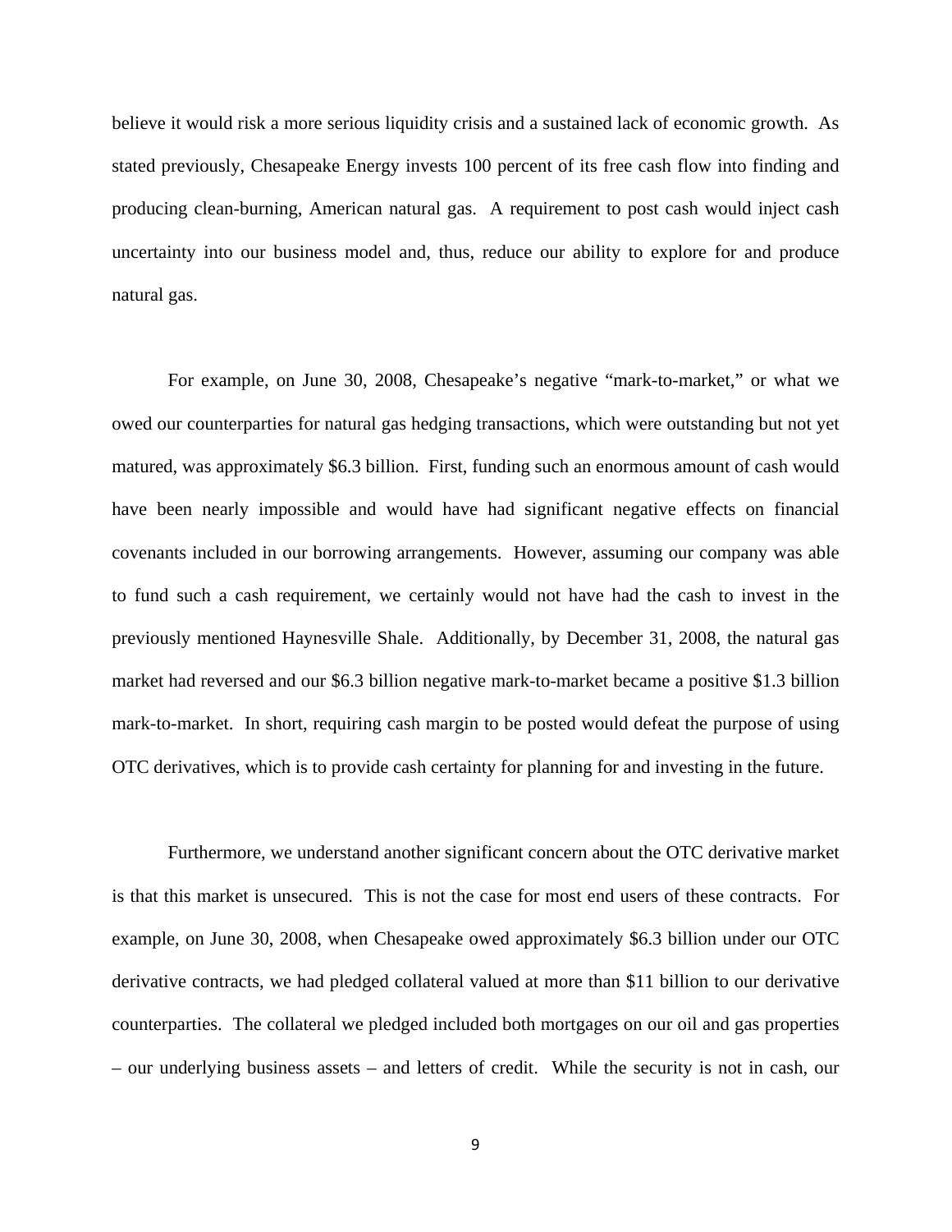believe it would risk a more serious liquidity crisis and a sustained lack of economic growth. As stated previously, Chesapeake Energy invests 100 percent of its free cash flow into finding and producing clean-burning, American natural gas. A requirement to post cash would inject cash uncertainty into our business model and, thus, reduce our ability to explore for and produce natural gas.

For example, on June 30, 2008, Chesapeake's negative "mark-to-market," or what we owed our counterparties for natural gas hedging transactions, which were outstanding but not yet matured, was approximately $6.3 billion. First, funding such an enormous amount of cash would have been nearly impossible and would have had significant negative effects on financial covenants included in our borrowing arrangements. However, assuming our company was able to fund such a cash requirement, we certainly would not have had the cash to invest in the previously mentioned Haynesville Shale. Additionally, by December 31, 2008, the natural gas market had reversed and our $6.3 billion negative mark-to-market became a positive $1.3 billion mark-to-market. In short, requiring cash margin to be posted would defeat the purpose of using OTC derivatives, which is to provide cash certainty for planning for and investing in the future.

Furthermore, we understand another significant concern about the OTC derivative market is that this market is unsecured. This is not the case for most end users of these contracts. For example, on June 30, 2008, when Chesapeake owed approximately $6.3 billion under our OTC derivative contracts, we had pledged collateral valued at more than $11 billion to our derivative counterparties. The collateral we pledged included both mortgages on our oil and gas properties – our underlying business assets – and letters of credit. While the security is not in cash, our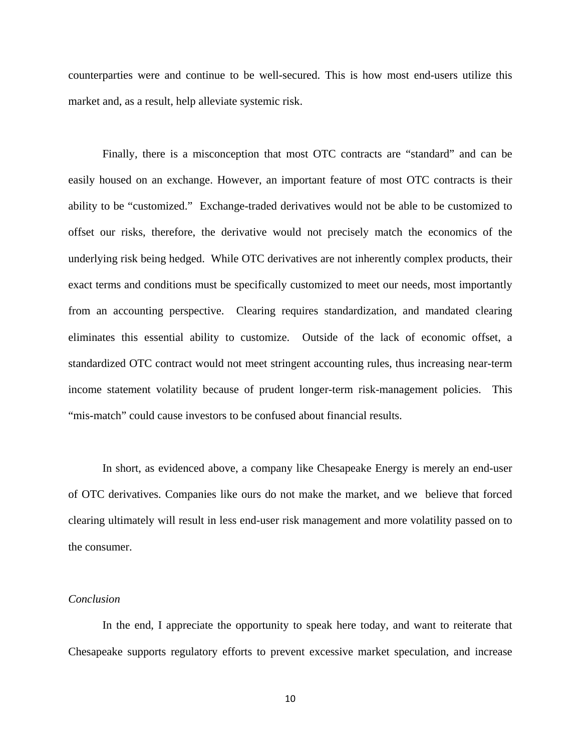counterparties were and continue to be well-secured. This is how most end-users utilize this market and, as a result, help alleviate systemic risk.

Finally, there is a misconception that most OTC contracts are "standard" and can be easily housed on an exchange. However, an important feature of most OTC contracts is their ability to be "customized." Exchange-traded derivatives would not be able to be customized to offset our risks, therefore, the derivative would not precisely match the economics of the underlying risk being hedged. While OTC derivatives are not inherently complex products, their exact terms and conditions must be specifically customized to meet our needs, most importantly from an accounting perspective. Clearing requires standardization, and mandated clearing eliminates this essential ability to customize. Outside of the lack of economic offset, a standardized OTC contract would not meet stringent accounting rules, thus increasing near-term income statement volatility because of prudent longer-term risk-management policies. This "mis-match" could cause investors to be confused about financial results.

In short, as evidenced above, a company like Chesapeake Energy is merely an end-user of OTC derivatives. Companies like ours do not make the market, and we believe that forced clearing ultimately will result in less end-user risk management and more volatility passed on to the consumer.

*Conclusion*

In the end, I appreciate the opportunity to speak here today, and want to reiterate that Chesapeake supports regulatory efforts to prevent excessive market speculation, and increase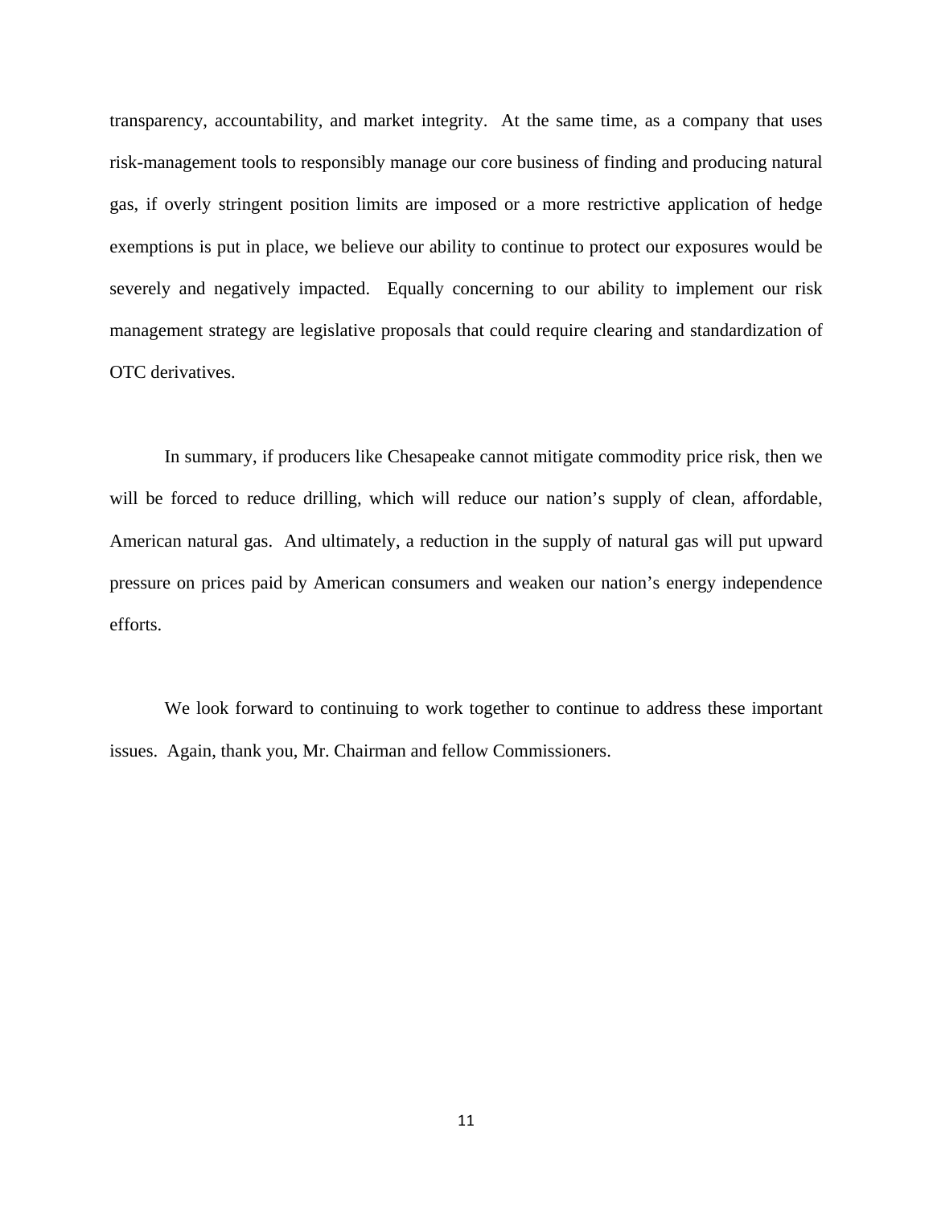transparency, accountability, and market integrity. At the same time, as a company that uses risk-management tools to responsibly manage our core business of finding and producing natural gas, if overly stringent position limits are imposed or a more restrictive application of hedge exemptions is put in place, we believe our ability to continue to protect our exposures would be severely and negatively impacted. Equally concerning to our ability to implement our risk management strategy are legislative proposals that could require clearing and standardization of OTC derivatives.

In summary, if producers like Chesapeake cannot mitigate commodity price risk, then we will be forced to reduce drilling, which will reduce our nation's supply of clean, affordable, American natural gas. And ultimately, a reduction in the supply of natural gas will put upward pressure on prices paid by American consumers and weaken our nation's energy independence efforts.

We look forward to continuing to work together to continue to address these important issues. Again, thank you, Mr. Chairman and fellow Commissioners.